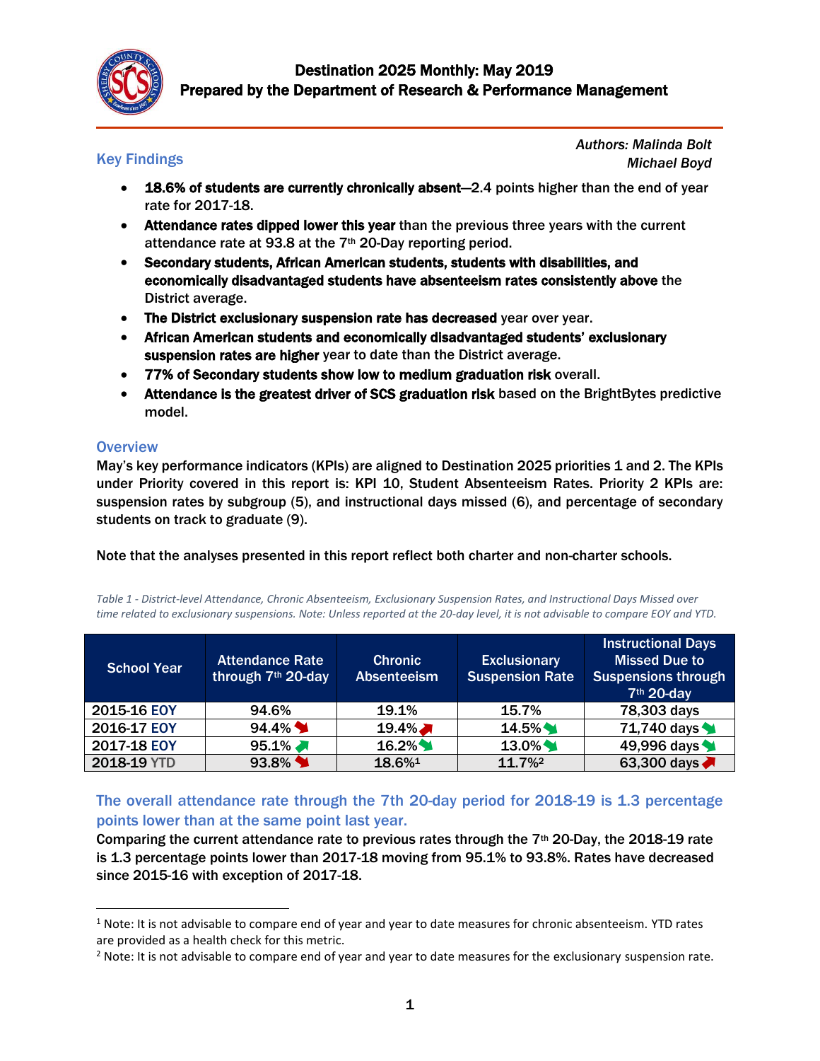# Destination 2025 Monthly: May 2019

## Prepared by the Department of Research & Performance Management

*Authors: Malinda Bolt*
*Michael Boyd*

## Key Findings

- **18.6% of students are currently chronically absent**—2.4 points higher than the end of year rate for 2017-18.
- **Attendance rates dipped lower this year** than the previous three years with the current attendance rate at 93.8 at the 7th 20-Day reporting period.
- **Secondary students, African American students, students with disabilities, and economically disadvantaged students have absenteeism rates consistently above** the District average.
- **The District exclusionary suspension rate has decreased** year over year.
- **African American students and economically disadvantaged students' exclusionary suspension rates are higher** year to date than the District average.
- **77% of Secondary students show low to medium graduation risk** overall.
- **Attendance is the greatest driver of SCS graduation risk** based on the BrightBytes predictive model.

## Overview

May's key performance indicators (KPIs) are aligned to Destination 2025 priorities 1 and 2. The KPIs under Priority covered in this report is: KPI 10, Student Absenteeism Rates. Priority 2 KPIs are: suspension rates by subgroup (5), and instructional days missed (6), and percentage of secondary students on track to graduate (9).

Note that the analyses presented in this report reflect both charter and non-charter schools.

*Table 1 - District-level Attendance, Chronic Absenteeism, Exclusionary Suspension Rates, and Instructional Days Missed over time related to exclusionary suspensions. Note: Unless reported at the 20-day level, it is not advisable to compare EOY and YTD.*

| School Year | Attendance Rate through 7th 20-day | Chronic Absenteeism | Exclusionary Suspension Rate | Instructional Days Missed Due to Suspensions through 7th 20-day |
|---|---|---|---|---|
| 2015-16 EOY | 94.6% | 19.1% | 15.7% | 78,303 days |
| 2016-17 EOY | 94.4% ↓ | 19.4% ↑ | 14.5% ↓ | 71,740 days ↓ |
| 2017-18 EOY | 95.1% ↑ | 16.2% ↓ | 13.0% ↓ | 49,996 days ↓ |
| 2018-19 YTD | 93.8% ↓ | 18.6%[1] | 11.7%[2] | 63,300 days ↑ |

## The overall attendance rate through the 7th 20-day period for 2018-19 is 1.3 percentage points lower than at the same point last year.

Comparing the current attendance rate to previous rates through the 7th 20-Day, the 2018-19 rate is 1.3 percentage points lower than 2017-18 moving from 95.1% to 93.8%. Rates have decreased since 2015-16 with exception of 2017-18.

---

[1] Note: It is not advisable to compare end of year and year to date measures for chronic absenteeism. YTD rates are provided as a health check for this metric.

[2] Note: It is not advisable to compare end of year and year to date measures for the exclusionary suspension rate.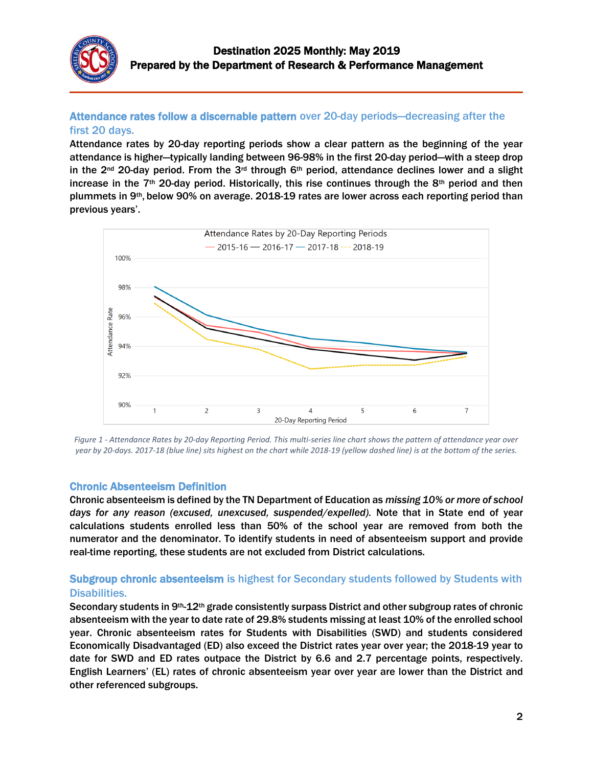## Attendance rates follow a discernable pattern over 20-day periods—decreasing after the first 20 days.

Attendance rates by 20-day reporting periods show a clear pattern as the beginning of the year attendance is higher—typically landing between 96-98% in the first 20-day period—with a steep drop in the 2nd 20-day period. From the 3rd through 6th period, attendance declines lower and a slight increase in the 7th 20-day period. Historically, this rise continues through the 8th period and then plummets in 9th, below 90% on average. 2018-19 rates are lower across each reporting period than previous years'.

*Figure 1 - Attendance Rates by 20-day Reporting Period. This multi-series line chart shows the pattern of attendance year over year by 20-days. 2017-18 (blue line) sits highest on the chart while 2018-19 (yellow dashed line) is at the bottom of the series.*

## Chronic Absenteeism Definition

Chronic absenteeism is defined by the TN Department of Education as *missing 10% or more of school days for any reason (excused, unexcused, suspended/expelled).* Note that in State end of year calculations students enrolled less than 50% of the school year are removed from both the numerator and the denominator. To identify students in need of absenteeism support and provide real-time reporting, these students are not excluded from District calculations.

## Subgroup chronic absenteeism is highest for Secondary students followed by Students with Disabilities.

Secondary students in 9th-12th grade consistently surpass District and other subgroup rates of chronic absenteeism with the year to date rate of 29.8% students missing at least 10% of the enrolled school year. Chronic absenteeism rates for Students with Disabilities (SWD) and students considered Economically Disadvantaged (ED) also exceed the District rates year over year; the 2018-19 year to date for SWD and ED rates outpace the District by 6.6 and 2.7 percentage points, respectively. English Learners' (EL) rates of chronic absenteeism year over year are lower than the District and other referenced subgroups.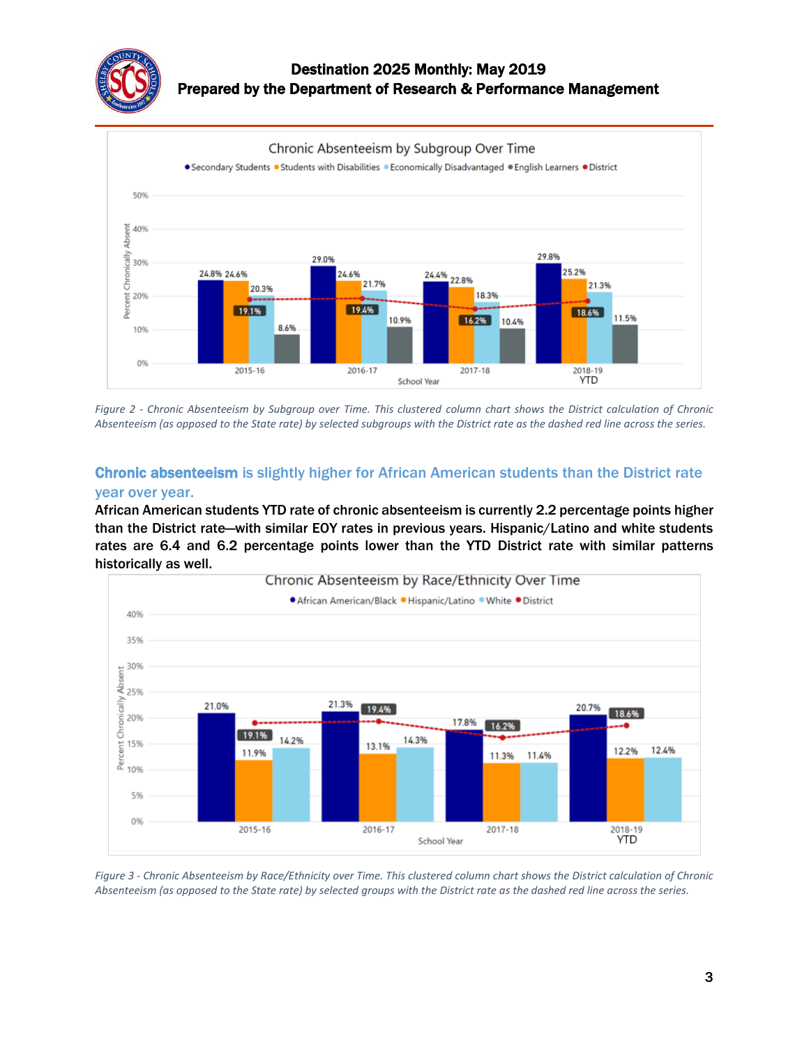### Chronic Absenteeism by Subgroup Over Time

| School Year | Secondary Students | Students with Disabilities | Economically Disadvantaged | English Learners | District |
|---|---|---|---|---|---|
| 2015-16 | 24.8% | 24.6% | 20.3% | 8.6% | 19.1% |
| 2016-17 | 29.0% | 24.6% | 21.7% | 10.9% | 19.4% |
| 2017-18 | 24.4% | 22.8% | 18.3% | 10.4% | 16.2% |
| 2018-19 YTD | 29.8% | 25.2% | 21.3% | 11.5% | 18.6% |

*Figure 2 - Chronic Absenteeism by Subgroup over Time. This clustered column chart shows the District calculation of Chronic Absenteeism (as opposed to the State rate) by selected subgroups with the District rate as the dashed red line across the series.*

## Chronic absenteeism is slightly higher for African American students than the District rate year over year.

**African American students YTD rate of chronic absenteeism is currently 2.2 percentage points higher than the District rate—with similar EOY rates in previous years. Hispanic/Latino and white students rates are 6.4 and 6.2 percentage points lower than the YTD District rate with similar patterns historically as well.**

### Chronic Absenteeism by Race/Ethnicity Over Time

| School Year | African American/Black | Hispanic/Latino | White | District |
|---|---|---|---|---|
| 2015-16 | 21.0% | 11.9% | 14.2% | 19.1% |
| 2016-17 | 21.3% | 13.1% | 14.3% | 19.4% |
| 2017-18 | 17.8% | 11.3% | 11.4% | 16.2% |
| 2018-19 YTD | 20.7% | 12.2% | 12.4% | 18.6% |

*Figure 3 - Chronic Absenteeism by Race/Ethnicity over Time. This clustered column chart shows the District calculation of Chronic Absenteeism (as opposed to the State rate) by selected groups with the District rate as the dashed red line across the series.*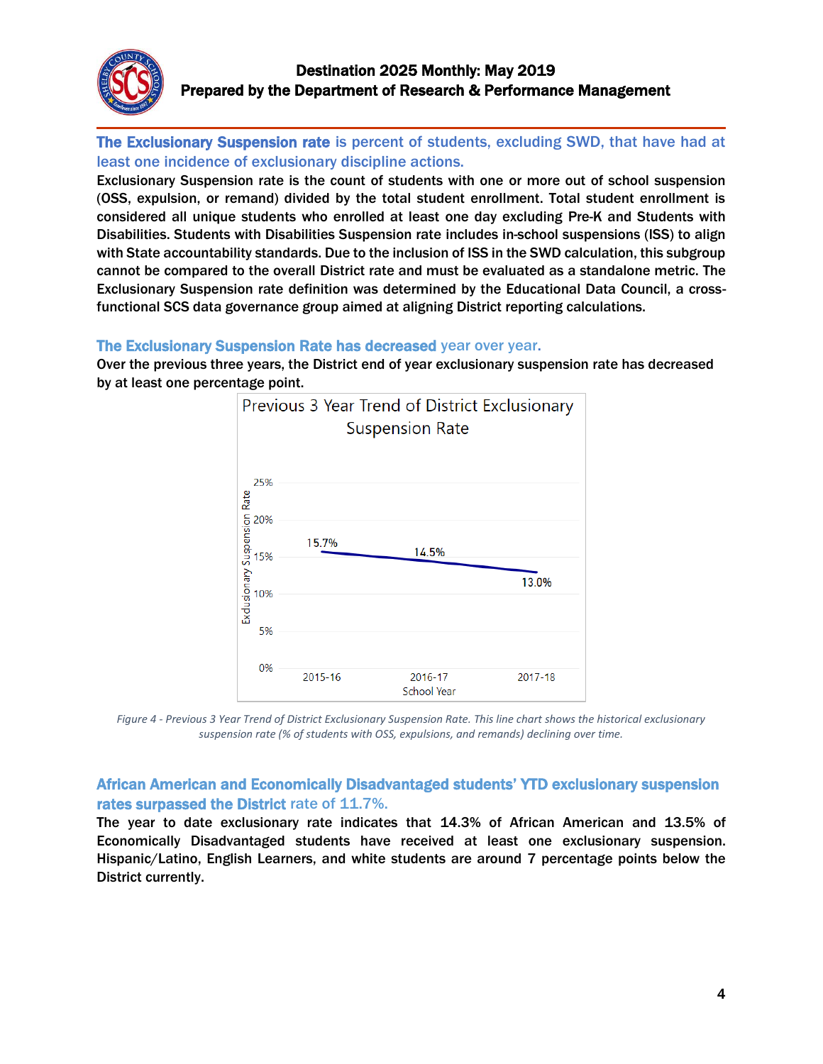**The Exclusionary Suspension rate** is percent of students, excluding SWD, that have had at least one incidence of exclusionary discipline actions.

Exclusionary Suspension rate is the count of students with one or more out of school suspension (OSS, expulsion, or remand) divided by the total student enrollment. Total student enrollment is considered all unique students who enrolled at least one day excluding Pre-K and Students with Disabilities. Students with Disabilities Suspension rate includes in-school suspensions (ISS) to align with State accountability standards. Due to the inclusion of ISS in the SWD calculation, this subgroup cannot be compared to the overall District rate and must be evaluated as a standalone metric. The Exclusionary Suspension rate definition was determined by the Educational Data Council, a cross-functional SCS data governance group aimed at aligning District reporting calculations.

**The Exclusionary Suspension Rate has decreased** year over year.

Over the previous three years, the District end of year exclusionary suspension rate has decreased by at least one percentage point.

*Figure 4 - Previous 3 Year Trend of District Exclusionary Suspension Rate. This line chart shows the historical exclusionary suspension rate (% of students with OSS, expulsions, and remands) declining over time.*

**African American and Economically Disadvantaged students' YTD exclusionary suspension rates surpassed the District** rate of 11.7%.

The year to date exclusionary rate indicates that 14.3% of African American and 13.5% of Economically Disadvantaged students have received at least one exclusionary suspension. Hispanic/Latino, English Learners, and white students are around 7 percentage points below the District currently.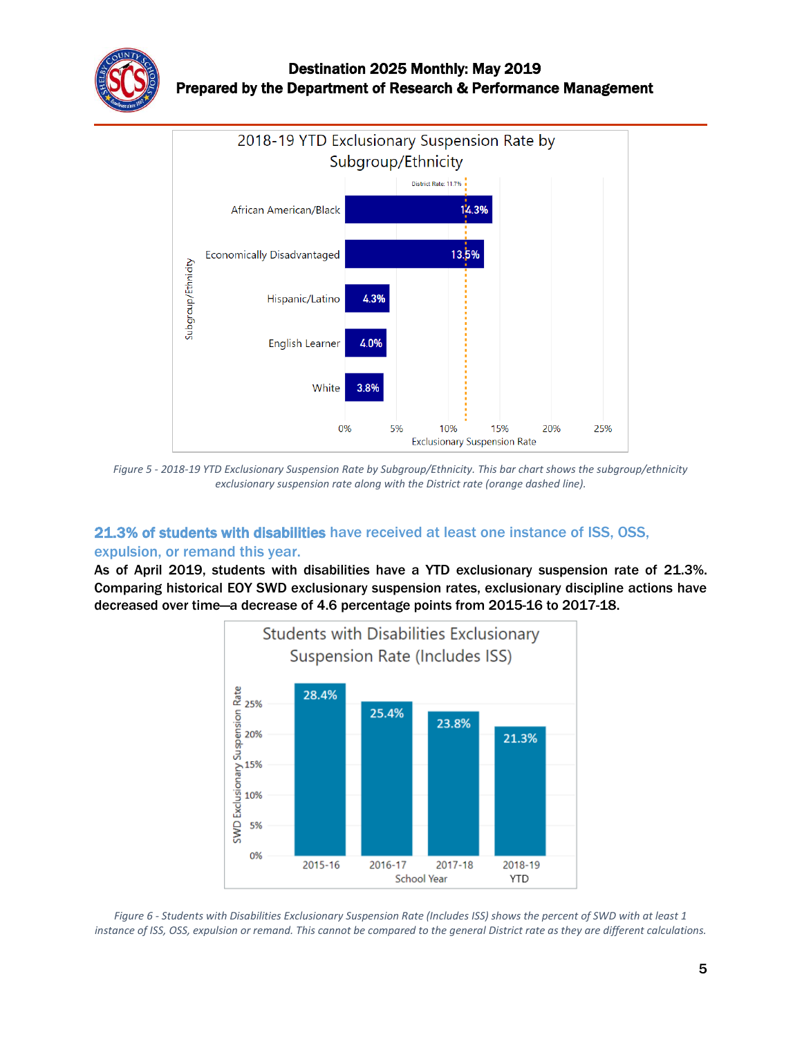Figure 5 - 2018-19 YTD Exclusionary Suspension Rate by Subgroup/Ethnicity. This bar chart shows the subgroup/ethnicity exclusionary suspension rate along with the District rate (orange dashed line).

### 21.3% of students with disabilities have received at least one instance of ISS, OSS, expulsion, or remand this year.

**As of April 2019, students with disabilities have a YTD exclusionary suspension rate of 21.3%. Comparing historical EOY SWD exclusionary suspension rates, exclusionary discipline actions have decreased over time—a decrease of 4.6 percentage points from 2015-16 to 2017-18.**

*Figure 6 - Students with Disabilities Exclusionary Suspension Rate (Includes ISS) shows the percent of SWD with at least 1 instance of ISS, OSS, expulsion or remand. This cannot be compared to the general District rate as they are different calculations.*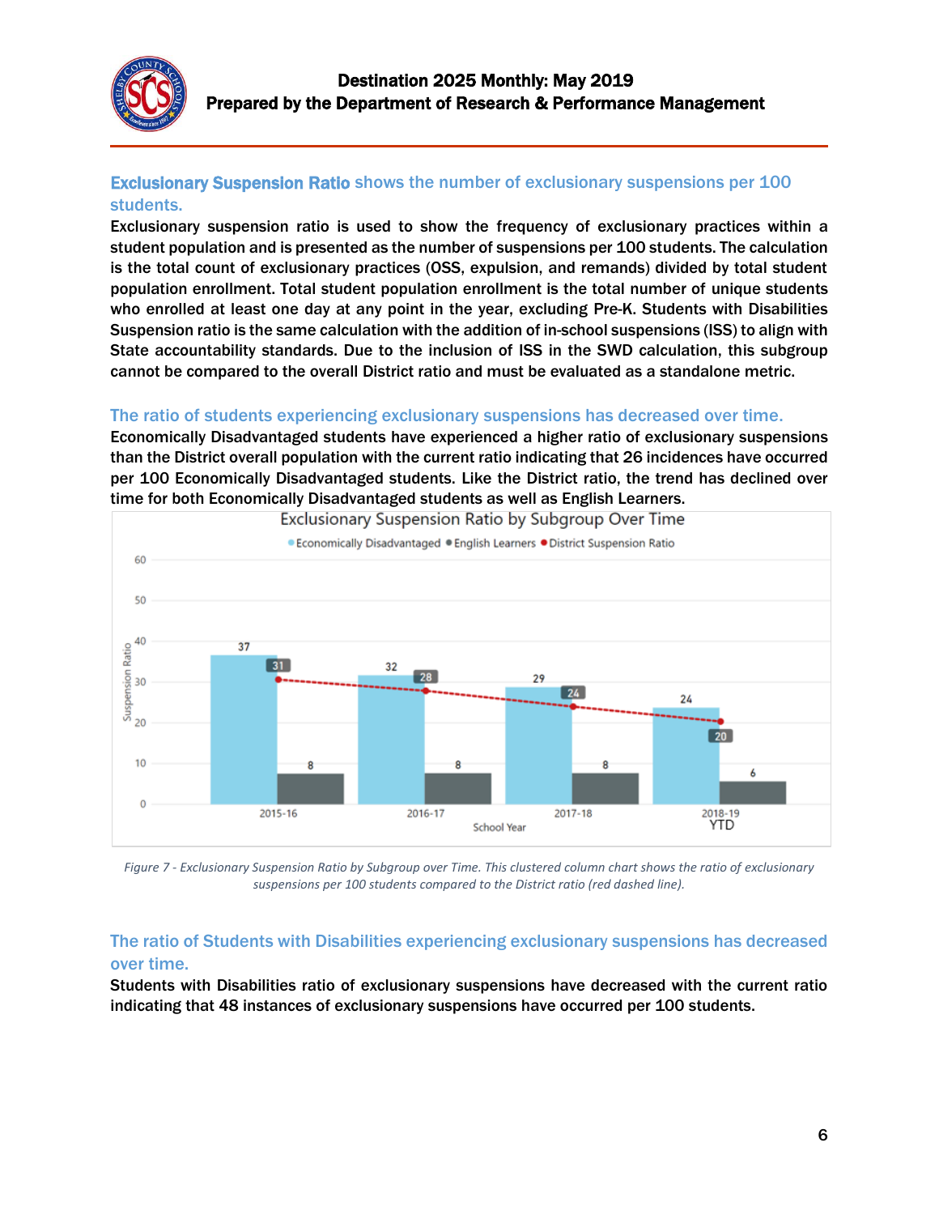## Exclusionary Suspension Ratio shows the number of exclusionary suspensions per 100 students.

Exclusionary suspension ratio is used to show the frequency of exclusionary practices within a student population and is presented as the number of suspensions per 100 students. The calculation is the total count of exclusionary practices (OSS, expulsion, and remands) divided by total student population enrollment. Total student population enrollment is the total number of unique students who enrolled at least one day at any point in the year, excluding Pre-K. Students with Disabilities Suspension ratio is the same calculation with the addition of in-school suspensions (ISS) to align with State accountability standards. Due to the inclusion of ISS in the SWD calculation, this subgroup cannot be compared to the overall District ratio and must be evaluated as a standalone metric.

## The ratio of students experiencing exclusionary suspensions has decreased over time.

Economically Disadvantaged students have experienced a higher ratio of exclusionary suspensions than the District overall population with the current ratio indicating that 26 incidences have occurred per 100 Economically Disadvantaged students. Like the District ratio, the trend has declined over time for both Economically Disadvantaged students as well as English Learners.

**Exclusionary Suspension Ratio by Subgroup Over Time**

| School Year | Economically Disadvantaged | English Learners | District Suspension Ratio |
|---|---|---|---|
| 2015-16 | 37 | 8 | 31 |
| 2016-17 | 32 | 8 | 28 |
| 2017-18 | 29 | 8 | 24 |
| 2018-19 YTD | 24 | 6 | 20 |

*Figure 7 - Exclusionary Suspension Ratio by Subgroup over Time. This clustered column chart shows the ratio of exclusionary suspensions per 100 students compared to the District ratio (red dashed line).*

## The ratio of Students with Disabilities experiencing exclusionary suspensions has decreased over time.

Students with Disabilities ratio of exclusionary suspensions have decreased with the current ratio indicating that 48 instances of exclusionary suspensions have occurred per 100 students.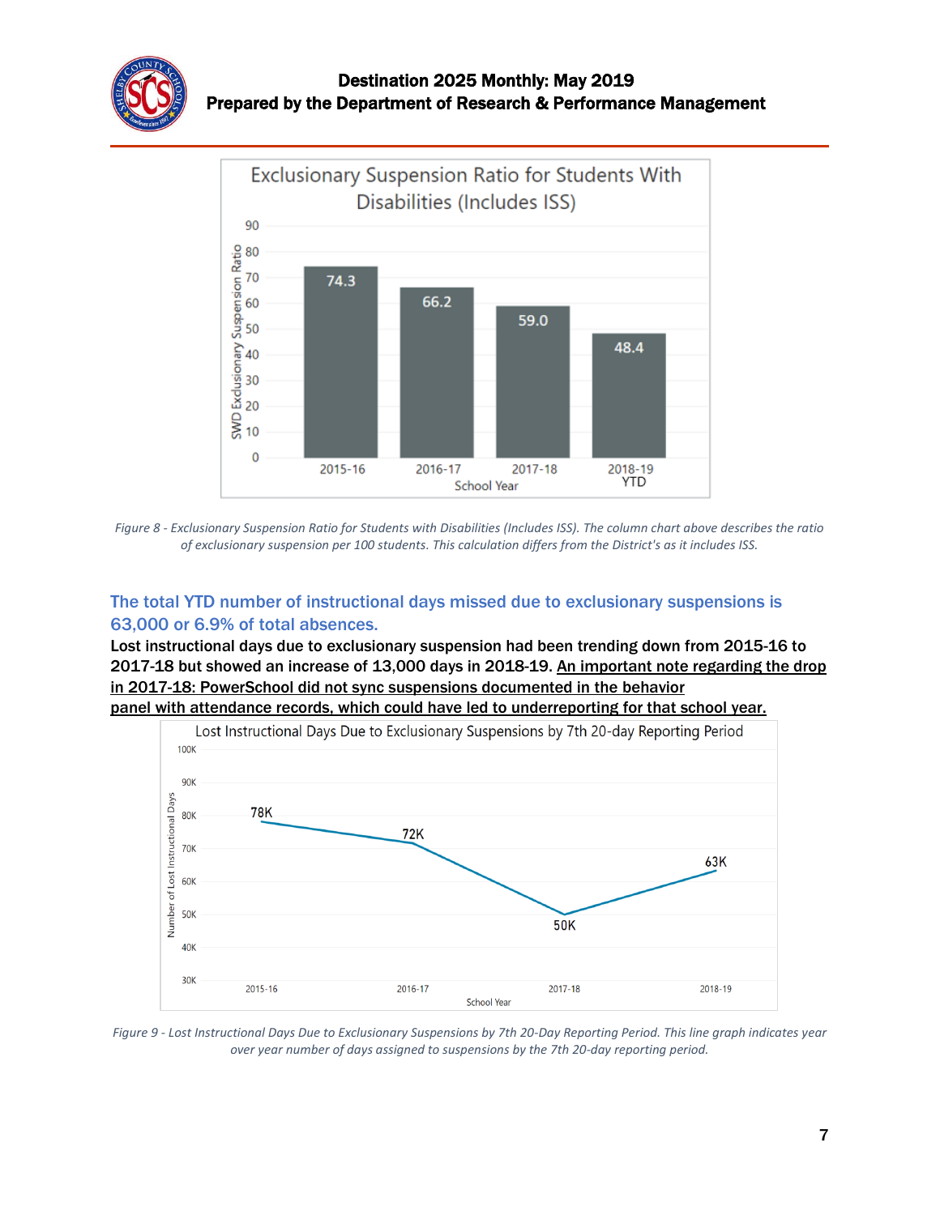Figure 8 - Exclusionary Suspension Ratio for Students with Disabilities (Includes ISS). The column chart above describes the ratio of exclusionary suspension per 100 students. This calculation differs from the District's as it includes ISS.

### The total YTD number of instructional days missed due to exclusionary suspensions is 63,000 or 6.9% of total absences.

**Lost instructional days due to exclusionary suspension had been trending down from 2015-16 to 2017-18 but showed an increase of 13,000 days in 2018-19. An important note regarding the drop in 2017-18: PowerSchool did not sync suspensions documented in the behavior panel with attendance records, which could have led to underreporting for that school year.**

Figure 9 - Lost Instructional Days Due to Exclusionary Suspensions by 7th 20-Day Reporting Period. This line graph indicates year over year number of days assigned to suspensions by the 7th 20-day reporting period.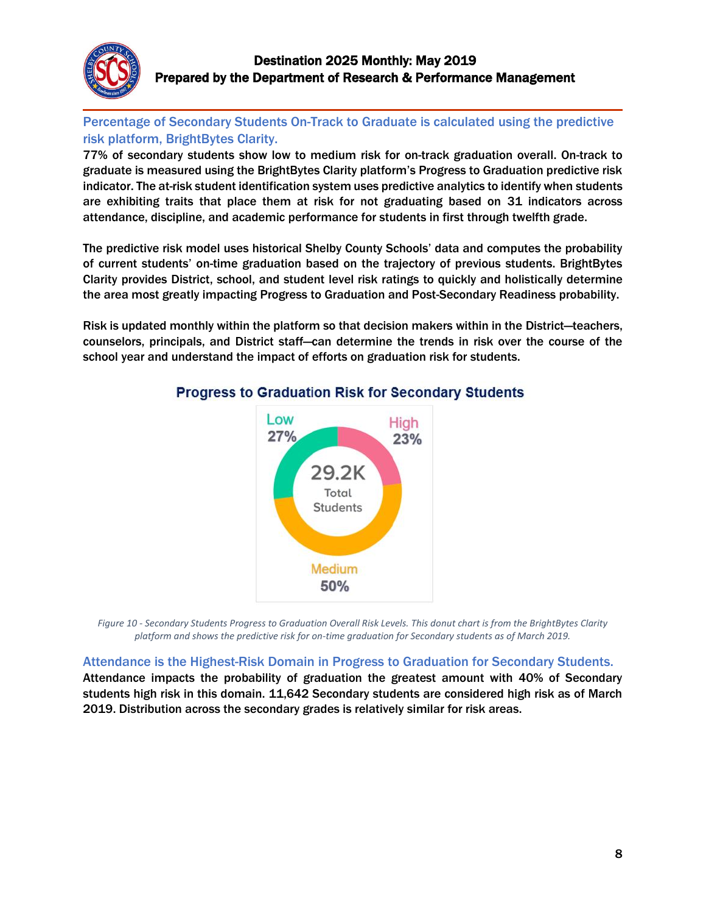Percentage of Secondary Students On-Track to Graduate is calculated using the predictive risk platform, BrightBytes Clarity.

77% of secondary students show low to medium risk for on-track graduation overall. On-track to graduate is measured using the BrightBytes Clarity platform's Progress to Graduation predictive risk indicator. The at-risk student identification system uses predictive analytics to identify when students are exhibiting traits that place them at risk for not graduating based on 31 indicators across attendance, discipline, and academic performance for students in first through twelfth grade.

The predictive risk model uses historical Shelby County Schools' data and computes the probability of current students' on-time graduation based on the trajectory of previous students. BrightBytes Clarity provides District, school, and student level risk ratings to quickly and holistically determine the area most greatly impacting Progress to Graduation and Post-Secondary Readiness probability.

Risk is updated monthly within the platform so that decision makers within in the District—teachers, counselors, principals, and District staff—can determine the trends in risk over the course of the school year and understand the impact of efforts on graduation risk for students.

**Progress to Graduation Risk for Secondary Students**

| Risk Level | Percentage |
|---|---|
| Low | 27% |
| Medium | 50% |
| High | 23% |

29.2K Total Students

*Figure 10 - Secondary Students Progress to Graduation Overall Risk Levels. This donut chart is from the BrightBytes Clarity platform and shows the predictive risk for on-time graduation for Secondary students as of March 2019.*

Attendance is the Highest-Risk Domain in Progress to Graduation for Secondary Students.

Attendance impacts the probability of graduation the greatest amount with 40% of Secondary students high risk in this domain. 11,642 Secondary students are considered high risk as of March 2019. Distribution across the secondary grades is relatively similar for risk areas.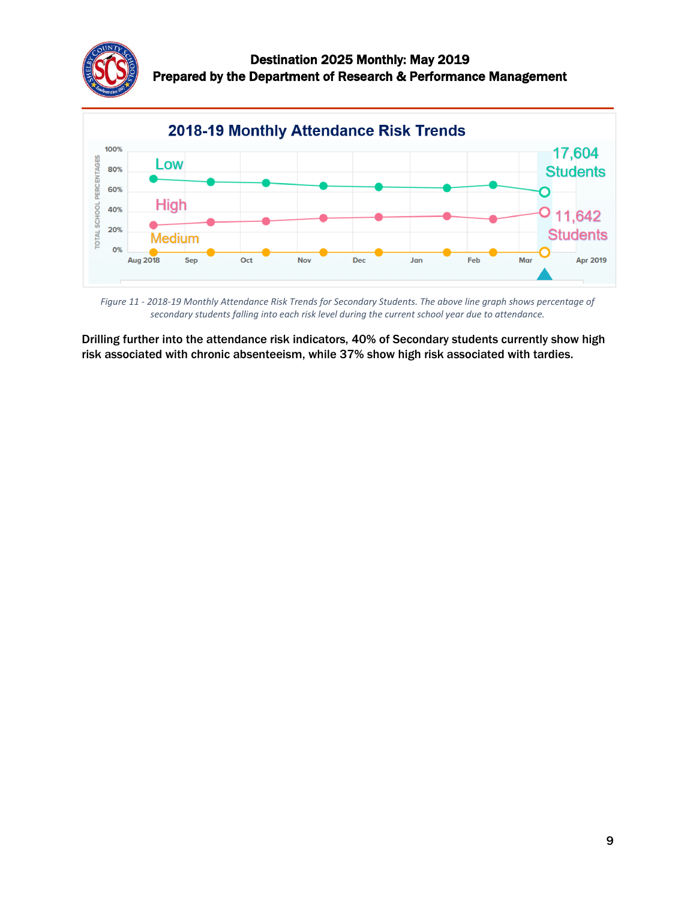# Destination 2025 Monthly: May 2019

## Prepared by the Department of Research & Performance Management

### 2018-19 Monthly Attendance Risk Trends

*Figure 11 - 2018-19 Monthly Attendance Risk Trends for Secondary Students. The above line graph shows percentage of secondary students falling into each risk level during the current school year due to attendance.*

**Drilling further into the attendance risk indicators, 40% of Secondary students currently show high risk associated with chronic absenteeism, while 37% show high risk associated with tardies.**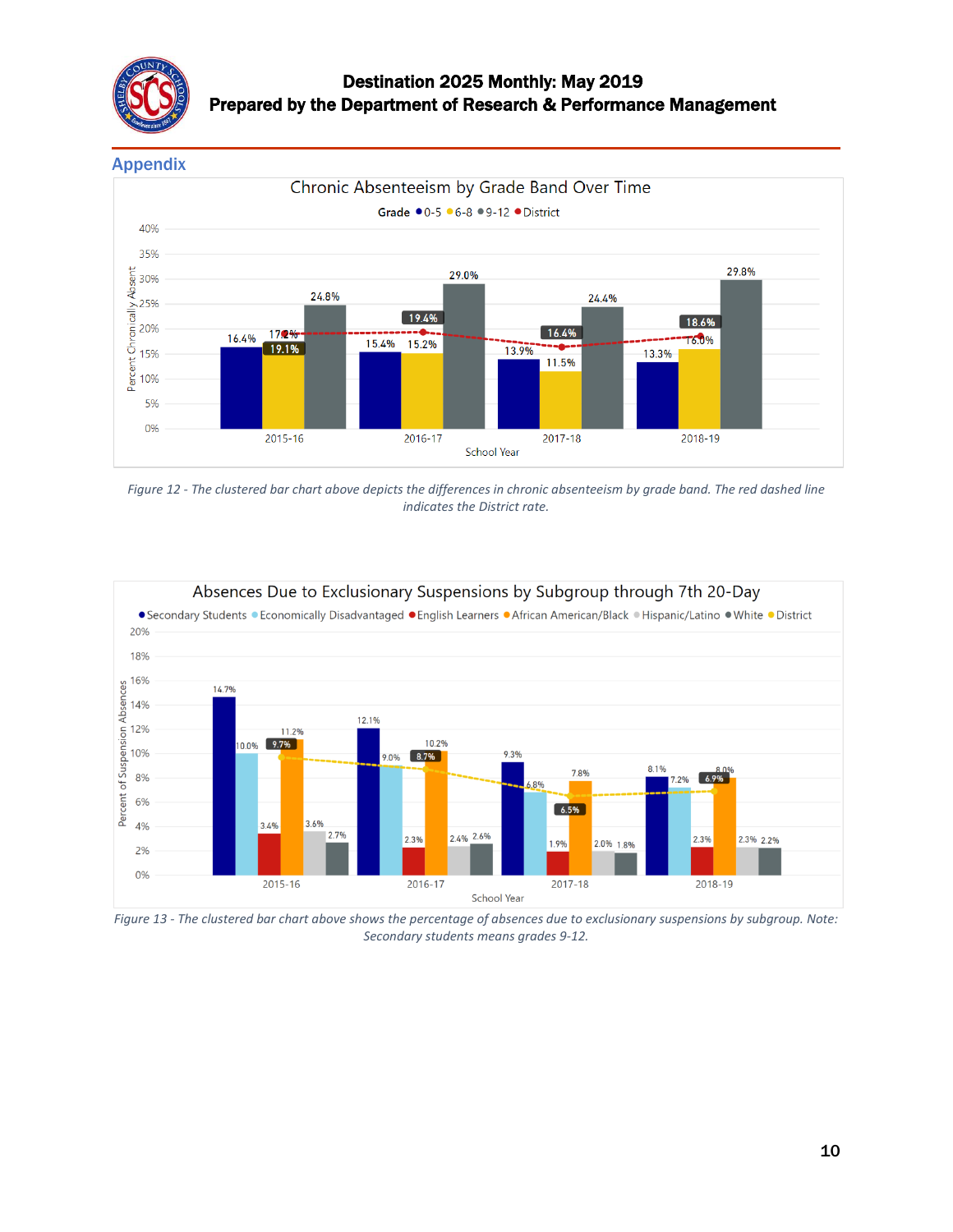## Appendix

Chronic Absenteeism by Grade Band Over Time

Grade ● 0-5 ● 6-8 ● 9-12 ● District

40%
35%
30%
25%
20%
15%
10%
5%
0%

Percent Chronically Absent

16.4% 17.2% 19.1% 24.8%
15.4% 15.2% 19.4% 29.0%
13.9% 11.5% 16.4% 24.4%
13.3% 16.0% 18.6% 29.8%

2015-16 2016-17 2017-18 2018-19

School Year

*Figure 12 - The clustered bar chart above depicts the differences in chronic absenteeism by grade band. The red dashed line indicates the District rate.*

Absences Due to Exclusionary Suspensions by Subgroup through 7th 20-Day

● Secondary Students ● Economically Disadvantaged ● English Learners ● African American/Black ● Hispanic/Latino ● White ● District

20%
18%
16%
14%
12%
10%
8%
6%
4%
2%
0%

Percent of Suspension Absences

14.7% 10.0% 9.7% 11.2% 3.4% 3.6% 2.7%
12.1% 9.0% 8.7% 10.2% 2.3% 2.4% 2.6%
9.3% 6.8% 7.8% 6.5% 1.9% 2.0% 1.8%
8.1% 7.2% 6.9% 8.0% 2.3% 2.3% 2.2%

2015-16 2016-17 2017-18 2018-19

School Year

*Figure 13 - The clustered bar chart above shows the percentage of absences due to exclusionary suspensions by subgroup. Note: Secondary students means grades 9-12.*